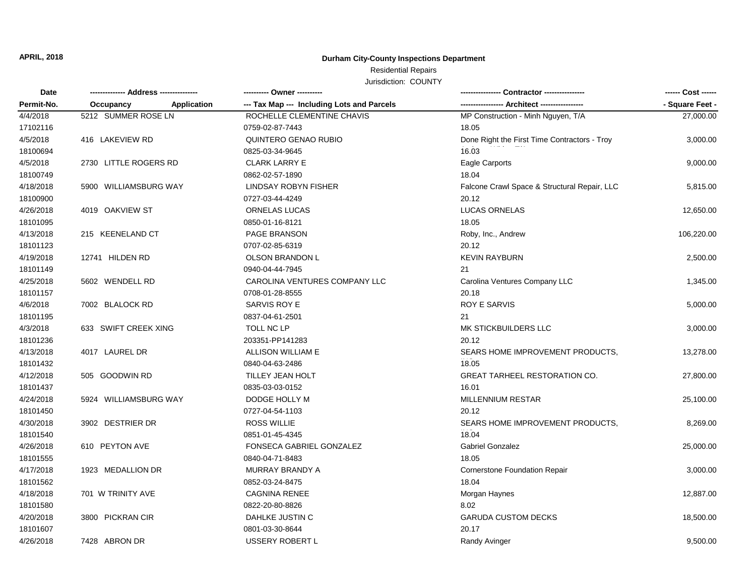APRIL, 2018

# Durham City-County Inspections Department

Residential Repairs

Jurisdiction: COUNTY

| Date / Permit-No. | Address / Occupancy / Application | Owner / Tax Map --- Including Lots and Parcels | Contractor / Architect | Cost / Square Feet |
|---|---|---|---|---|
| 4/4/2018<br>17102116 | 5212 SUMMER ROSE LN | ROCHELLE CLEMENTINE CHAVIS<br>0759-02-87-7443 | MP Construction - Minh Nguyen, T/A<br>18.05 | 27,000.00 |
| 4/5/2018<br>18100694 | 416 LAKEVIEW RD | QUINTERO GENAO RUBIO<br>0825-03-34-9645 | Done Right the First Time Contractors - Troy<br>16.03 | 3,000.00 |
| 4/5/2018<br>18100749 | 2730 LITTLE ROGERS RD | CLARK LARRY E<br>0862-02-57-1890 | Eagle Carports<br>18.04 | 9,000.00 |
| 4/18/2018<br>18100900 | 5900 WILLIAMSBURG WAY | LINDSAY ROBYN FISHER<br>0727-03-44-4249 | Falcone Crawl Space & Structural Repair, LLC<br>20.12 | 5,815.00 |
| 4/26/2018<br>18101095 | 4019 OAKVIEW ST | ORNELAS LUCAS<br>0850-01-16-8121 | LUCAS ORNELAS<br>18.05 | 12,650.00 |
| 4/13/2018<br>18101123 | 215 KEENELAND CT | PAGE BRANSON<br>0707-02-85-6319 | Roby, Inc., Andrew<br>20.12 | 106,220.00 |
| 4/19/2018<br>18101149 | 12741 HILDEN RD | OLSON BRANDON L<br>0940-04-44-7945 | KEVIN RAYBURN<br>21 | 2,500.00 |
| 4/25/2018<br>18101157 | 5602 WENDELL RD | CAROLINA VENTURES COMPANY LLC<br>0708-01-28-8555 | Carolina Ventures Company LLC<br>20.18 | 1,345.00 |
| 4/6/2018<br>18101195 | 7002 BLALOCK RD | SARVIS ROY E<br>0837-04-61-2501 | ROY E SARVIS<br>21 | 5,000.00 |
| 4/3/2018<br>18101236 | 633 SWIFT CREEK XING | TOLL NC LP<br>203351-PP141283 | MK STICKBUILDERS LLC<br>20.12 | 3,000.00 |
| 4/13/2018<br>18101432 | 4017 LAUREL DR | ALLISON WILLIAM E<br>0840-04-63-2486 | SEARS HOME IMPROVEMENT PRODUCTS,<br>18.05 | 13,278.00 |
| 4/12/2018<br>18101437 | 505 GOODWIN RD | TILLEY JEAN HOLT<br>0835-03-03-0152 | GREAT TARHEEL RESTORATION CO.<br>16.01 | 27,800.00 |
| 4/24/2018<br>18101450 | 5924 WILLIAMSBURG WAY | DODGE HOLLY M<br>0727-04-54-1103 | MILLENNIUM RESTAR<br>20.12 | 25,100.00 |
| 4/30/2018<br>18101540 | 3902 DESTRIER DR | ROSS WILLIE<br>0851-01-45-4345 | SEARS HOME IMPROVEMENT PRODUCTS,<br>18.04 | 8,269.00 |
| 4/26/2018<br>18101555 | 610 PEYTON AVE | FONSECA GABRIEL GONZALEZ<br>0840-04-71-8483 | Gabriel Gonzalez<br>18.05 | 25,000.00 |
| 4/17/2018<br>18101562 | 1923 MEDALLION DR | MURRAY BRANDY A<br>0852-03-24-8475 | Cornerstone Foundation Repair<br>18.04 | 3,000.00 |
| 4/18/2018<br>18101580 | 701 W TRINITY AVE | CAGNINA RENEE<br>0822-20-80-8826 | Morgan Haynes<br>8.02 | 12,887.00 |
| 4/20/2018<br>18101607 | 3800 PICKRAN CIR | DAHLKE JUSTIN C<br>0801-03-30-8644 | GARUDA CUSTOM DECKS<br>20.17 | 18,500.00 |
| 4/26/2018 | 7428 ABRON DR | USSERY ROBERT L | Randy Avinger | 9,500.00 |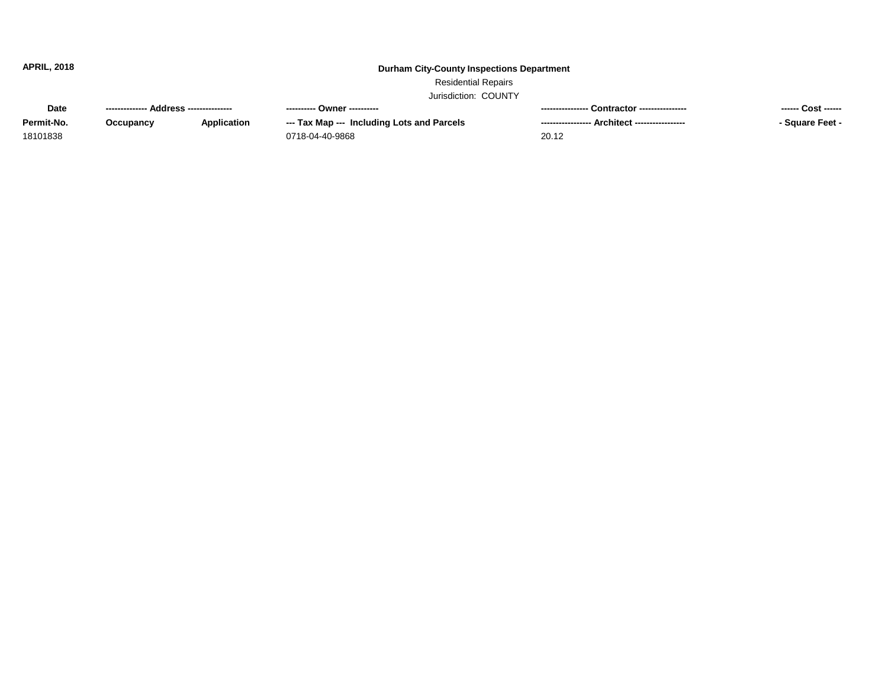**APRIL, 2018**

**Durham City-County Inspections Department**

Residential Repairs

Jurisdiction: COUNTY

| Date | -------------- Address --------------- | | ---------- Owner ---------- | ---------------- Contractor ---------------- | ------ Cost ------ |
|---|---|---|---|---|---|
| **Permit-No.** | **Occupancy** | **Application** | **--- Tax Map --- Including Lots and Parcels** | **----------------- Architect -----------------** | **- Square Feet -** |
| 18101838 | | | 0718-04-40-9868 | 20.12 | |